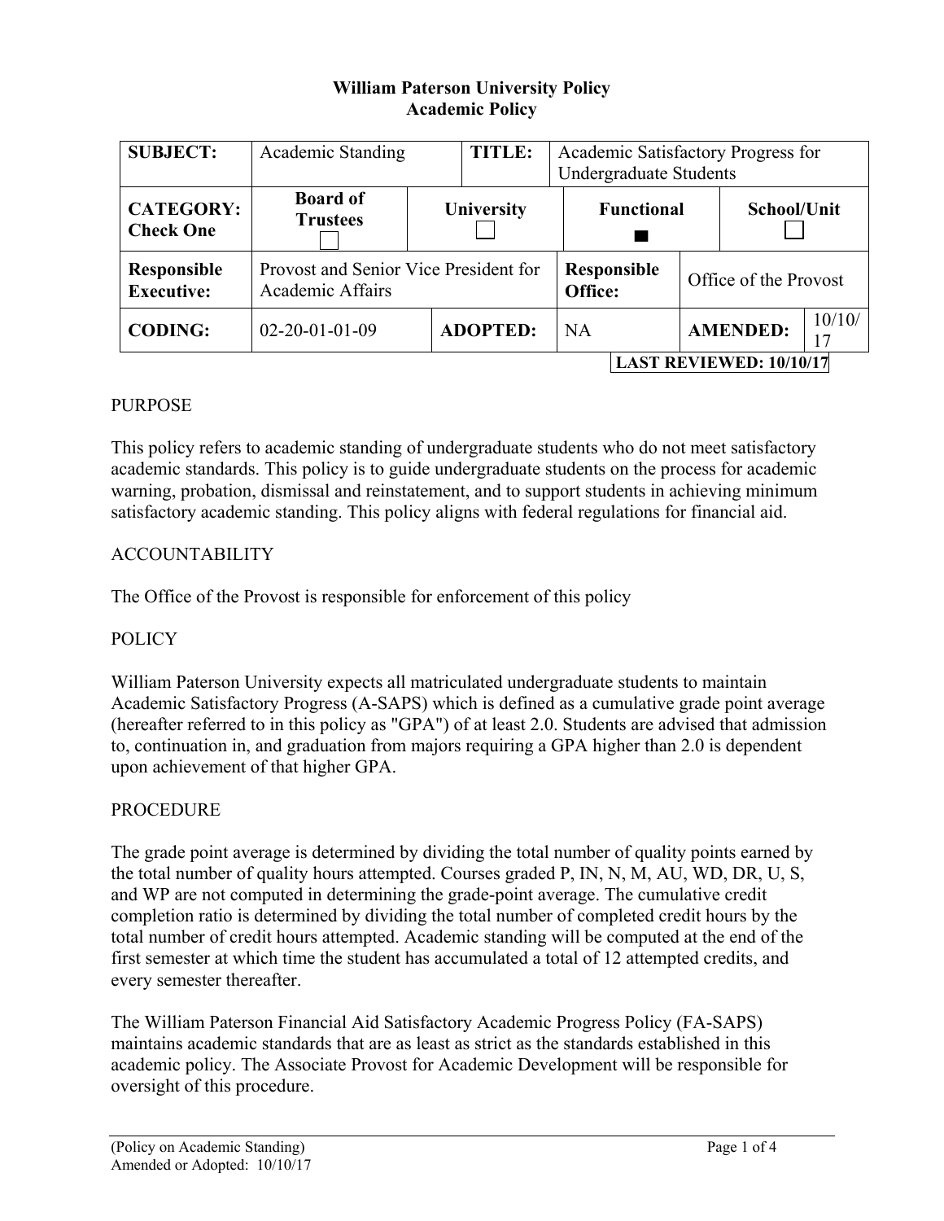# William Paterson University Policy
## Academic Policy

| SUBJECT: | Academic Standing | | TITLE: | Academic Satisfactory Progress for Undergraduate Students | | |
|---|---|---|---|---|---|---|
| CATEGORY: Check One | Board of Trustees ☐ | University ☐ | | Functional ■ | School/Unit ☐ | |
| Responsible Executive: | Provost and Senior Vice President for Academic Affairs | | | Responsible Office: | Office of the Provost | |
| CODING: | 02-20-01-01-09 | ADOPTED: | | NA | AMENDED: | 10/10/17 |

**LAST REVIEWED: 10/10/17**

PURPOSE

This policy refers to academic standing of undergraduate students who do not meet satisfactory academic standards. This policy is to guide undergraduate students on the process for academic warning, probation, dismissal and reinstatement, and to support students in achieving minimum satisfactory academic standing. This policy aligns with federal regulations for financial aid.

ACCOUNTABILITY

The Office of the Provost is responsible for enforcement of this policy

POLICY

William Paterson University expects all matriculated undergraduate students to maintain Academic Satisfactory Progress (A-SAPS) which is defined as a cumulative grade point average (hereafter referred to in this policy as "GPA") of at least 2.0. Students are advised that admission to, continuation in, and graduation from majors requiring a GPA higher than 2.0 is dependent upon achievement of that higher GPA.

PROCEDURE

The grade point average is determined by dividing the total number of quality points earned by the total number of quality hours attempted. Courses graded P, IN, N, M, AU, WD, DR, U, S, and WP are not computed in determining the grade-point average. The cumulative credit completion ratio is determined by dividing the total number of completed credit hours by the total number of credit hours attempted. Academic standing will be computed at the end of the first semester at which time the student has accumulated a total of 12 attempted credits, and every semester thereafter.

The William Paterson Financial Aid Satisfactory Academic Progress Policy (FA-SAPS) maintains academic standards that are as least as strict as the standards established in this academic policy. The Associate Provost for Academic Development will be responsible for oversight of this procedure.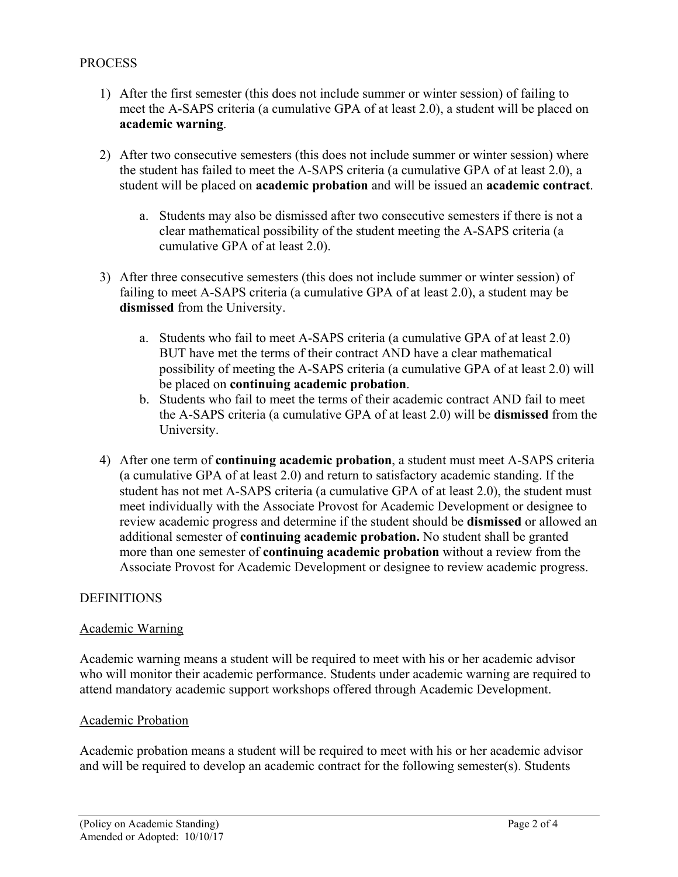## PROCESS

1) After the first semester (this does not include summer or winter session) of failing to meet the A-SAPS criteria (a cumulative GPA of at least 2.0), a student will be placed on **academic warning**.

2) After two consecutive semesters (this does not include summer or winter session) where the student has failed to meet the A-SAPS criteria (a cumulative GPA of at least 2.0), a student will be placed on **academic probation** and will be issued an **academic contract**.

    a. Students may also be dismissed after two consecutive semesters if there is not a clear mathematical possibility of the student meeting the A-SAPS criteria (a cumulative GPA of at least 2.0).

3) After three consecutive semesters (this does not include summer or winter session) of failing to meet A-SAPS criteria (a cumulative GPA of at least 2.0), a student may be **dismissed** from the University.

    a. Students who fail to meet A-SAPS criteria (a cumulative GPA of at least 2.0) BUT have met the terms of their contract AND have a clear mathematical possibility of meeting the A-SAPS criteria (a cumulative GPA of at least 2.0) will be placed on **continuing academic probation**.
    b. Students who fail to meet the terms of their academic contract AND fail to meet the A-SAPS criteria (a cumulative GPA of at least 2.0) will be **dismissed** from the University.

4) After one term of **continuing academic probation**, a student must meet A-SAPS criteria (a cumulative GPA of at least 2.0) and return to satisfactory academic standing. If the student has not met A-SAPS criteria (a cumulative GPA of at least 2.0), the student must meet individually with the Associate Provost for Academic Development or designee to review academic progress and determine if the student should be **dismissed** or allowed an additional semester of **continuing academic probation.** No student shall be granted more than one semester of **continuing academic probation** without a review from the Associate Provost for Academic Development or designee to review academic progress.

## DEFINITIONS

### Academic Warning

Academic warning means a student will be required to meet with his or her academic advisor who will monitor their academic performance. Students under academic warning are required to attend mandatory academic support workshops offered through Academic Development.

### Academic Probation

Academic probation means a student will be required to meet with his or her academic advisor and will be required to develop an academic contract for the following semester(s). Students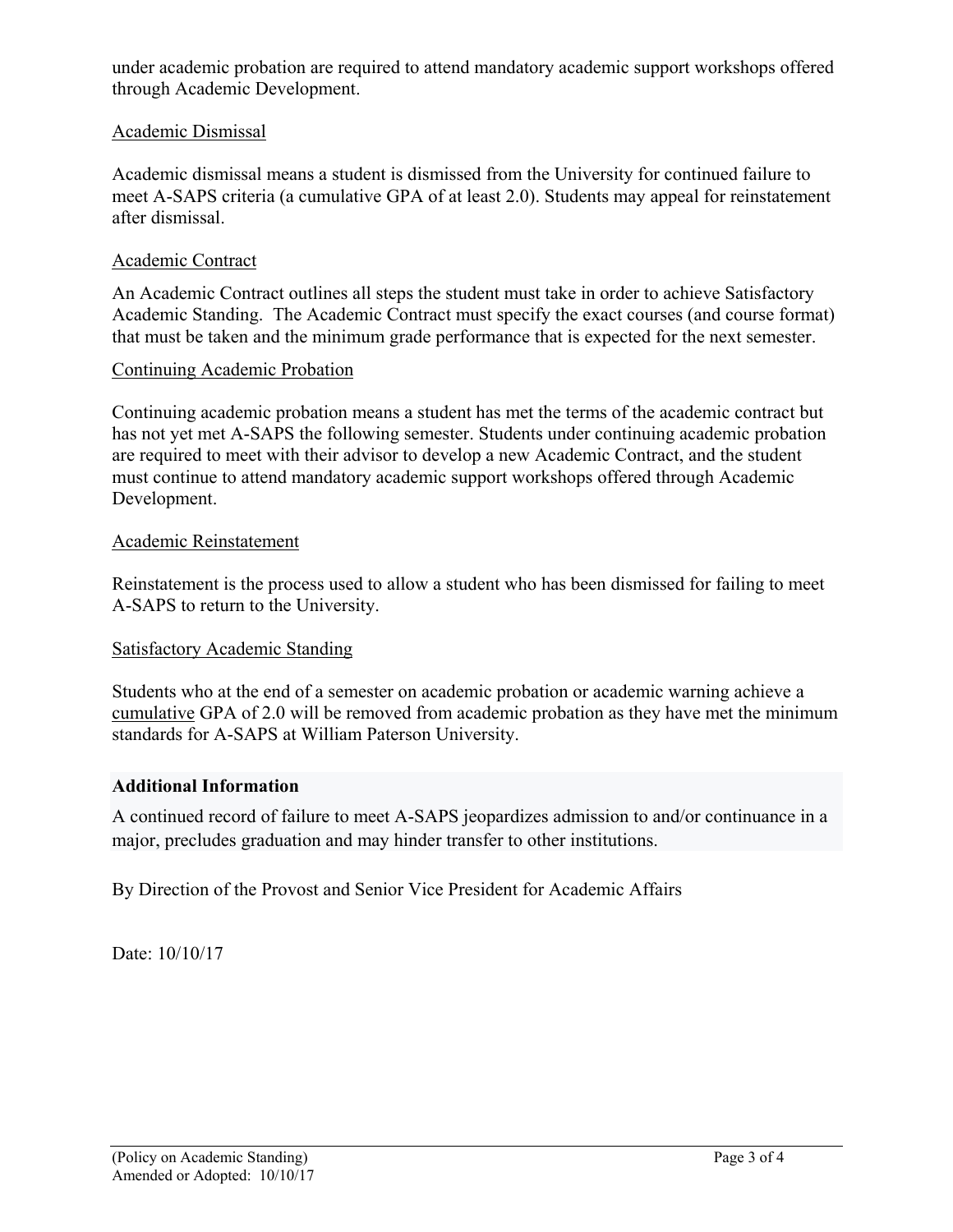under academic probation are required to attend mandatory academic support workshops offered through Academic Development.

### Academic Dismissal

Academic dismissal means a student is dismissed from the University for continued failure to meet A-SAPS criteria (a cumulative GPA of at least 2.0). Students may appeal for reinstatement after dismissal.

### Academic Contract

An Academic Contract outlines all steps the student must take in order to achieve Satisfactory Academic Standing. The Academic Contract must specify the exact courses (and course format) that must be taken and the minimum grade performance that is expected for the next semester.

### Continuing Academic Probation

Continuing academic probation means a student has met the terms of the academic contract but has not yet met A-SAPS the following semester. Students under continuing academic probation are required to meet with their advisor to develop a new Academic Contract, and the student must continue to attend mandatory academic support workshops offered through Academic Development.

### Academic Reinstatement

Reinstatement is the process used to allow a student who has been dismissed for failing to meet A-SAPS to return to the University.

### Satisfactory Academic Standing

Students who at the end of a semester on academic probation or academic warning achieve a cumulative GPA of 2.0 will be removed from academic probation as they have met the minimum standards for A-SAPS at William Paterson University.

## Additional Information

A continued record of failure to meet A-SAPS jeopardizes admission to and/or continuance in a major, precludes graduation and may hinder transfer to other institutions.

By Direction of the Provost and Senior Vice President for Academic Affairs

Date: 10/10/17